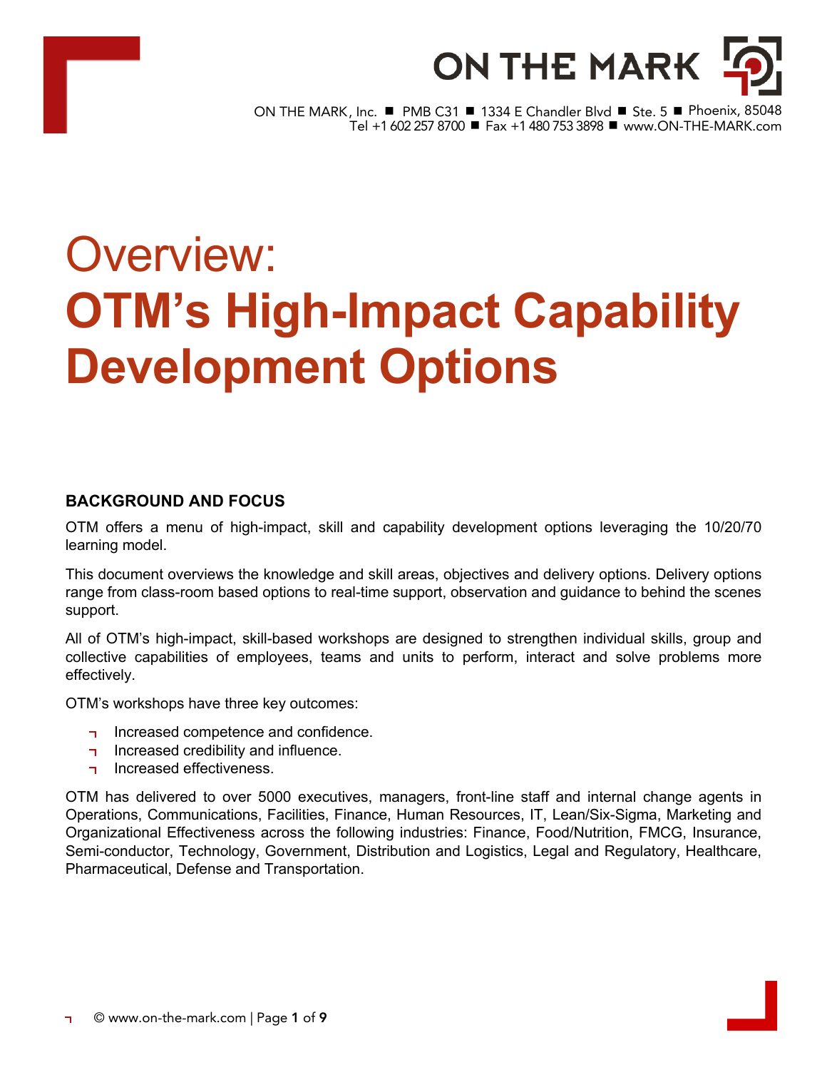ON THE MARK

ON THE MARK, Inc. ■ PMB C31 ■ 1334 E Chandler Blvd ■ Ste. 5 ■ Phoenix, 85048
Tel +1 602 257 8700 ■ Fax +1 480 753 3898 ■ www.ON-THE-MARK.com

# Overview: **OTM's High-Impact Capability Development Options**

## BACKGROUND AND FOCUS

OTM offers a menu of high-impact, skill and capability development options leveraging the 10/20/70 learning model.

This document overviews the knowledge and skill areas, objectives and delivery options. Delivery options range from class-room based options to real-time support, observation and guidance to behind the scenes support.

All of OTM's high-impact, skill-based workshops are designed to strengthen individual skills, group and collective capabilities of employees, teams and units to perform, interact and solve problems more effectively.

OTM's workshops have three key outcomes:

- Increased competence and confidence.
- Increased credibility and influence.
- Increased effectiveness.

OTM has delivered to over 5000 executives, managers, front-line staff and internal change agents in Operations, Communications, Facilities, Finance, Human Resources, IT, Lean/Six-Sigma, Marketing and Organizational Effectiveness across the following industries: Finance, Food/Nutrition, FMCG, Insurance, Semi-conductor, Technology, Government, Distribution and Logistics, Legal and Regulatory, Healthcare, Pharmaceutical, Defense and Transportation.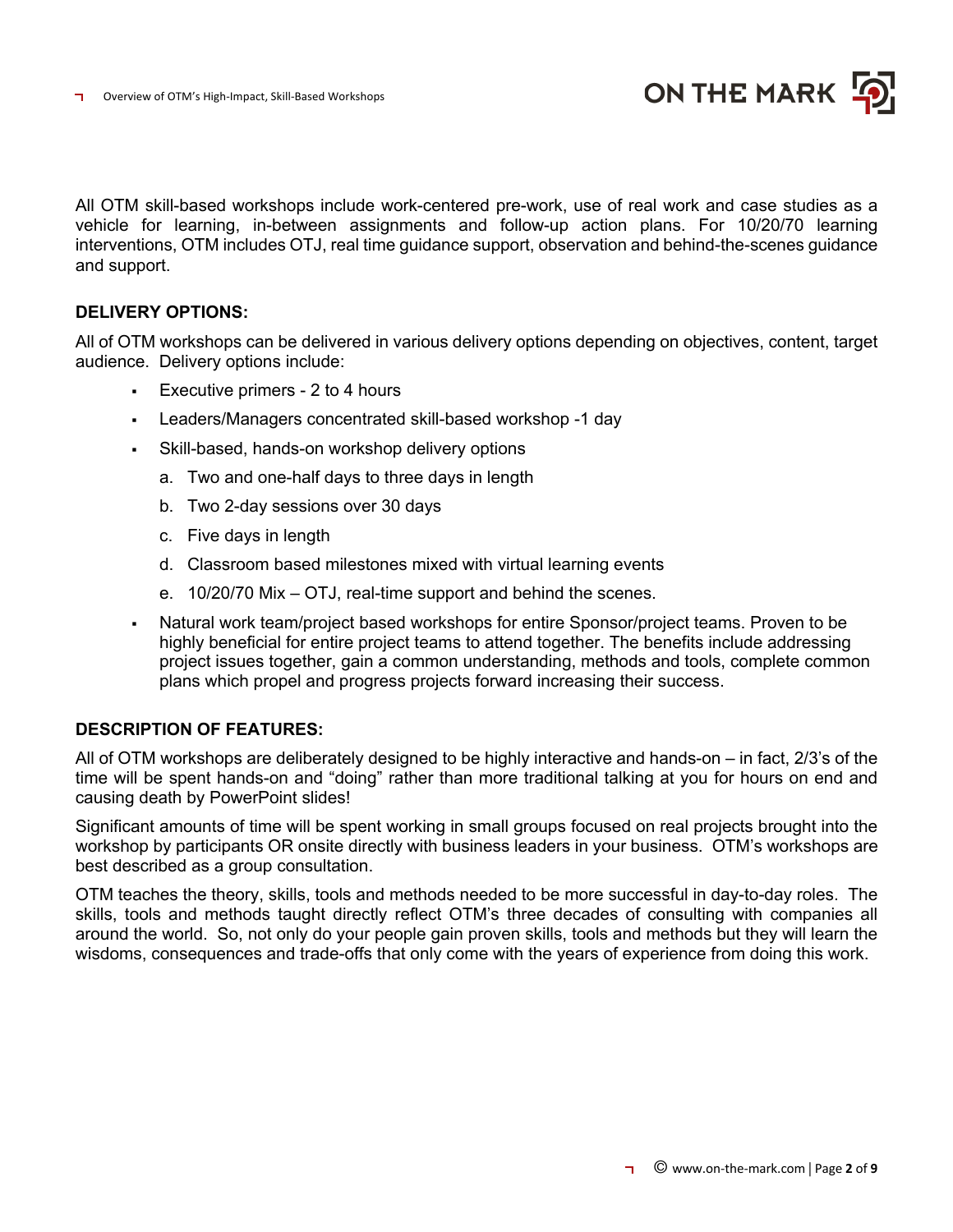All OTM skill-based workshops include work-centered pre-work, use of real work and case studies as a vehicle for learning, in-between assignments and follow-up action plans. For 10/20/70 learning interventions, OTM includes OTJ, real time guidance support, observation and behind-the-scenes guidance and support.

**DELIVERY OPTIONS:**

All of OTM workshops can be delivered in various delivery options depending on objectives, content, target audience. Delivery options include:

- Executive primers - 2 to 4 hours
- Leaders/Managers concentrated skill-based workshop -1 day
- Skill-based, hands-on workshop delivery options
  a. Two and one-half days to three days in length
  b. Two 2-day sessions over 30 days
  c. Five days in length
  d. Classroom based milestones mixed with virtual learning events
  e. 10/20/70 Mix – OTJ, real-time support and behind the scenes.
- Natural work team/project based workshops for entire Sponsor/project teams. Proven to be highly beneficial for entire project teams to attend together. The benefits include addressing project issues together, gain a common understanding, methods and tools, complete common plans which propel and progress projects forward increasing their success.

**DESCRIPTION OF FEATURES:**

All of OTM workshops are deliberately designed to be highly interactive and hands-on – in fact, 2/3's of the time will be spent hands-on and "doing" rather than more traditional talking at you for hours on end and causing death by PowerPoint slides!

Significant amounts of time will be spent working in small groups focused on real projects brought into the workshop by participants OR onsite directly with business leaders in your business. OTM's workshops are best described as a group consultation.

OTM teaches the theory, skills, tools and methods needed to be more successful in day-to-day roles. The skills, tools and methods taught directly reflect OTM's three decades of consulting with companies all around the world. So, not only do your people gain proven skills, tools and methods but they will learn the wisdoms, consequences and trade-offs that only come with the years of experience from doing this work.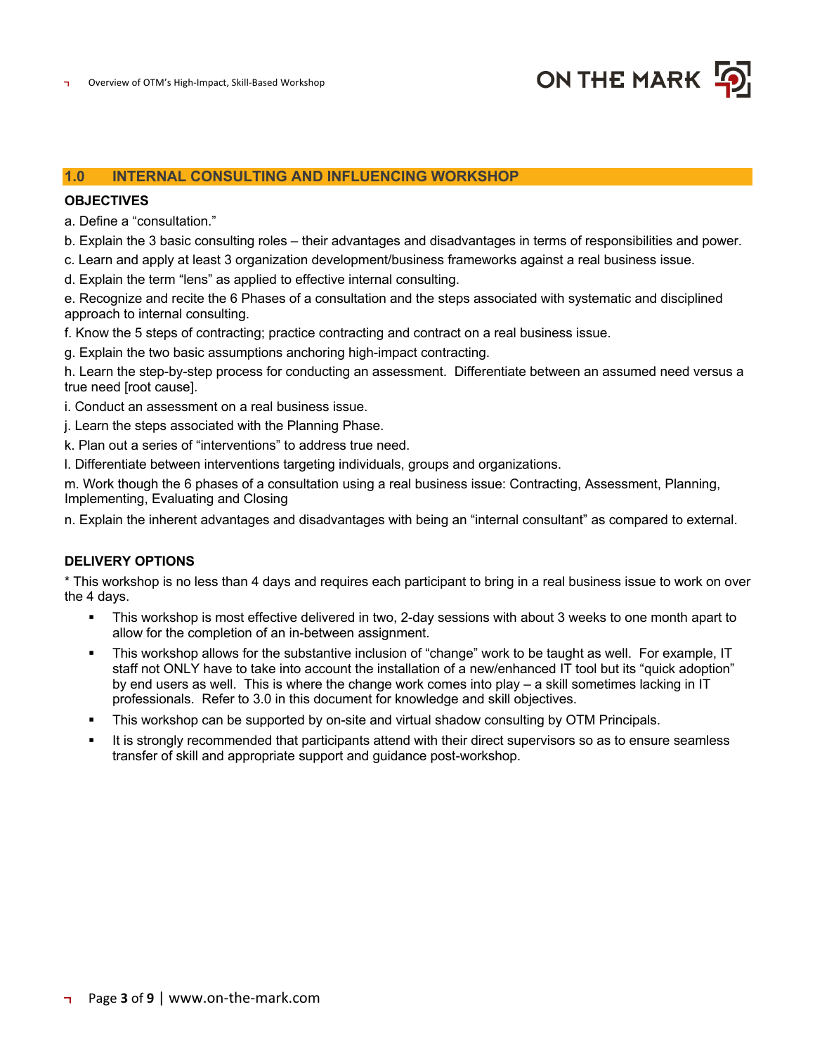## 1.0 INTERNAL CONSULTING AND INFLUENCING WORKSHOP

**OBJECTIVES**

a. Define a "consultation."

b. Explain the 3 basic consulting roles – their advantages and disadvantages in terms of responsibilities and power.

c. Learn and apply at least 3 organization development/business frameworks against a real business issue.

d. Explain the term "lens" as applied to effective internal consulting.

e. Recognize and recite the 6 Phases of a consultation and the steps associated with systematic and disciplined approach to internal consulting.

f. Know the 5 steps of contracting; practice contracting and contract on a real business issue.

g. Explain the two basic assumptions anchoring high-impact contracting.

h. Learn the step-by-step process for conducting an assessment. Differentiate between an assumed need versus a true need [root cause].

i. Conduct an assessment on a real business issue.

j. Learn the steps associated with the Planning Phase.

k. Plan out a series of "interventions" to address true need.

l. Differentiate between interventions targeting individuals, groups and organizations.

m. Work though the 6 phases of a consultation using a real business issue: Contracting, Assessment, Planning, Implementing, Evaluating and Closing

n. Explain the inherent advantages and disadvantages with being an "internal consultant" as compared to external.

**DELIVERY OPTIONS**

* This workshop is no less than 4 days and requires each participant to bring in a real business issue to work on over the 4 days.

- This workshop is most effective delivered in two, 2-day sessions with about 3 weeks to one month apart to allow for the completion of an in-between assignment.
- This workshop allows for the substantive inclusion of "change" work to be taught as well. For example, IT staff not ONLY have to take into account the installation of a new/enhanced IT tool but its "quick adoption" by end users as well. This is where the change work comes into play – a skill sometimes lacking in IT professionals. Refer to 3.0 in this document for knowledge and skill objectives.
- This workshop can be supported by on-site and virtual shadow consulting by OTM Principals.
- It is strongly recommended that participants attend with their direct supervisors so as to ensure seamless transfer of skill and appropriate support and guidance post-workshop.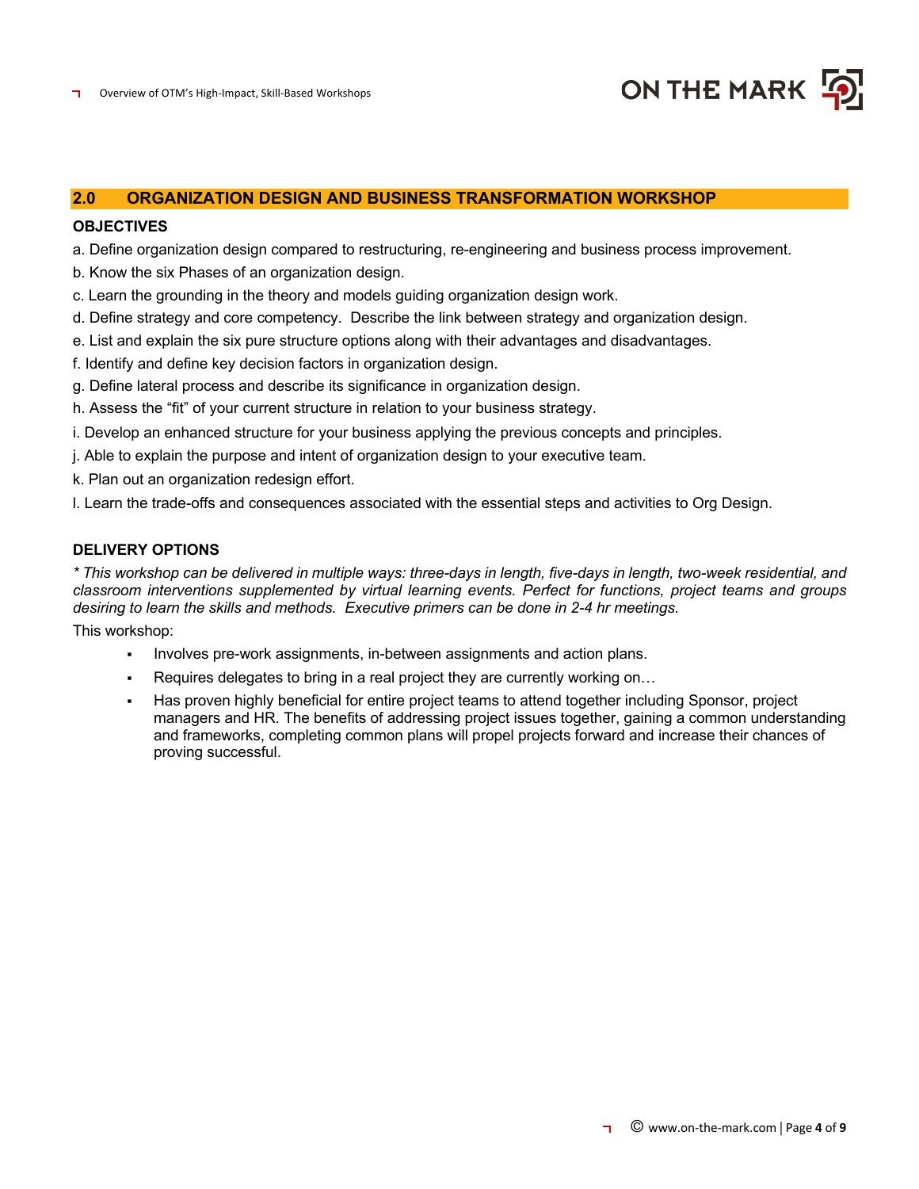## 2.0 ORGANIZATION DESIGN AND BUSINESS TRANSFORMATION WORKSHOP

**OBJECTIVES**

a. Define organization design compared to restructuring, re-engineering and business process improvement.

b. Know the six Phases of an organization design.

c. Learn the grounding in the theory and models guiding organization design work.

d. Define strategy and core competency. Describe the link between strategy and organization design.

e. List and explain the six pure structure options along with their advantages and disadvantages.

f. Identify and define key decision factors in organization design.

g. Define lateral process and describe its significance in organization design.

h. Assess the "fit" of your current structure in relation to your business strategy.

i. Develop an enhanced structure for your business applying the previous concepts and principles.

j. Able to explain the purpose and intent of organization design to your executive team.

k. Plan out an organization redesign effort.

l. Learn the trade-offs and consequences associated with the essential steps and activities to Org Design.

**DELIVERY OPTIONS**

*\* This workshop can be delivered in multiple ways: three-days in length, five-days in length, two-week residential, and classroom interventions supplemented by virtual learning events. Perfect for functions, project teams and groups desiring to learn the skills and methods. Executive primers can be done in 2-4 hr meetings.*

This workshop:

- Involves pre-work assignments, in-between assignments and action plans.
- Requires delegates to bring in a real project they are currently working on…
- Has proven highly beneficial for entire project teams to attend together including Sponsor, project managers and HR. The benefits of addressing project issues together, gaining a common understanding and frameworks, completing common plans will propel projects forward and increase their chances of proving successful.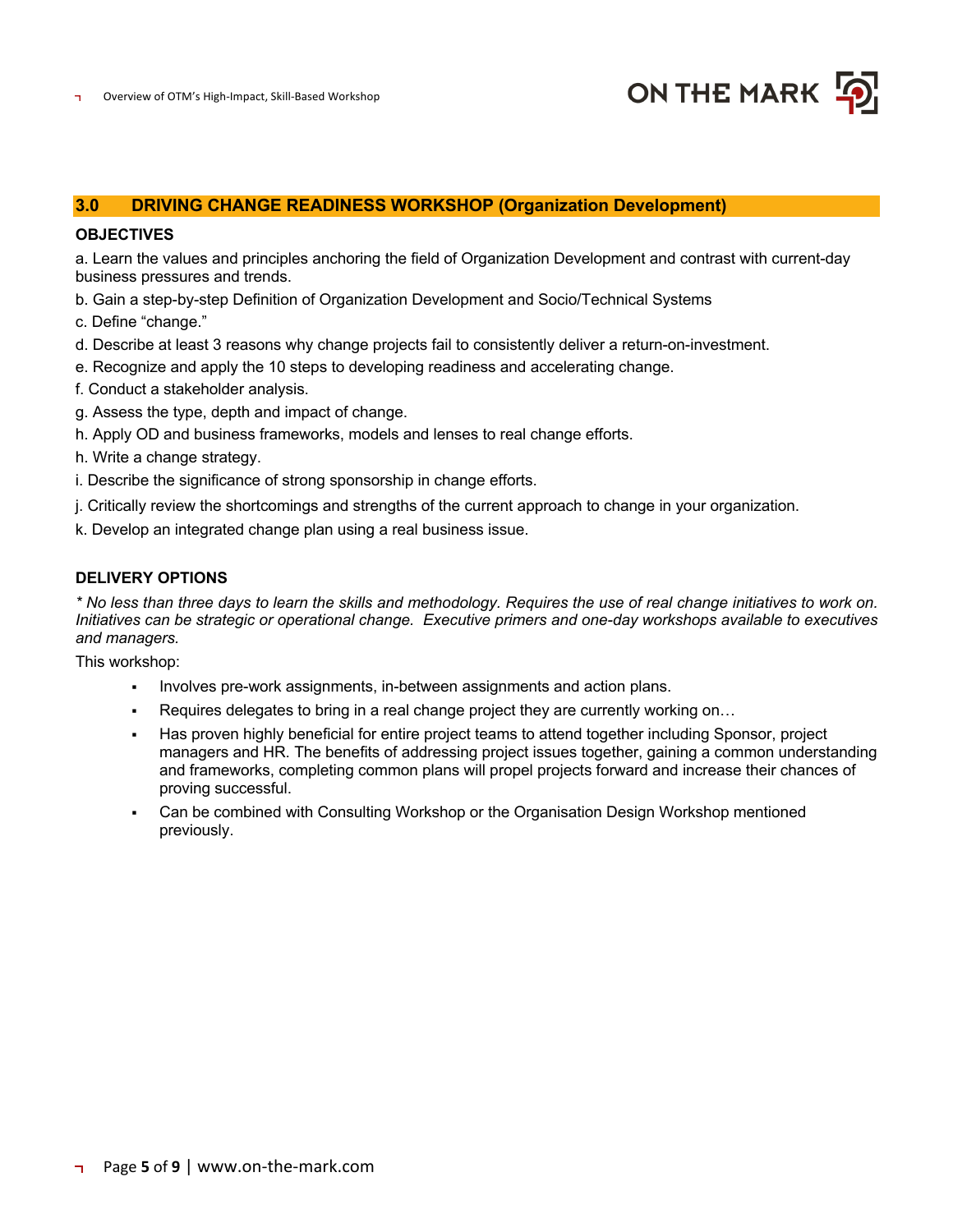## 3.0 DRIVING CHANGE READINESS WORKSHOP (Organization Development)

**OBJECTIVES**

a. Learn the values and principles anchoring the field of Organization Development and contrast with current-day business pressures and trends.

b. Gain a step-by-step Definition of Organization Development and Socio/Technical Systems

c. Define “change.”

d. Describe at least 3 reasons why change projects fail to consistently deliver a return-on-investment.

e. Recognize and apply the 10 steps to developing readiness and accelerating change.

f. Conduct a stakeholder analysis.

g. Assess the type, depth and impact of change.

h. Apply OD and business frameworks, models and lenses to real change efforts.

h. Write a change strategy.

i. Describe the significance of strong sponsorship in change efforts.

j. Critically review the shortcomings and strengths of the current approach to change in your organization.

k. Develop an integrated change plan using a real business issue.

**DELIVERY OPTIONS**

*\* No less than three days to learn the skills and methodology. Requires the use of real change initiatives to work on. Initiatives can be strategic or operational change. Executive primers and one-day workshops available to executives and managers.*

This workshop:

- Involves pre-work assignments, in-between assignments and action plans.
- Requires delegates to bring in a real change project they are currently working on…
- Has proven highly beneficial for entire project teams to attend together including Sponsor, project managers and HR. The benefits of addressing project issues together, gaining a common understanding and frameworks, completing common plans will propel projects forward and increase their chances of proving successful.
- Can be combined with Consulting Workshop or the Organisation Design Workshop mentioned previously.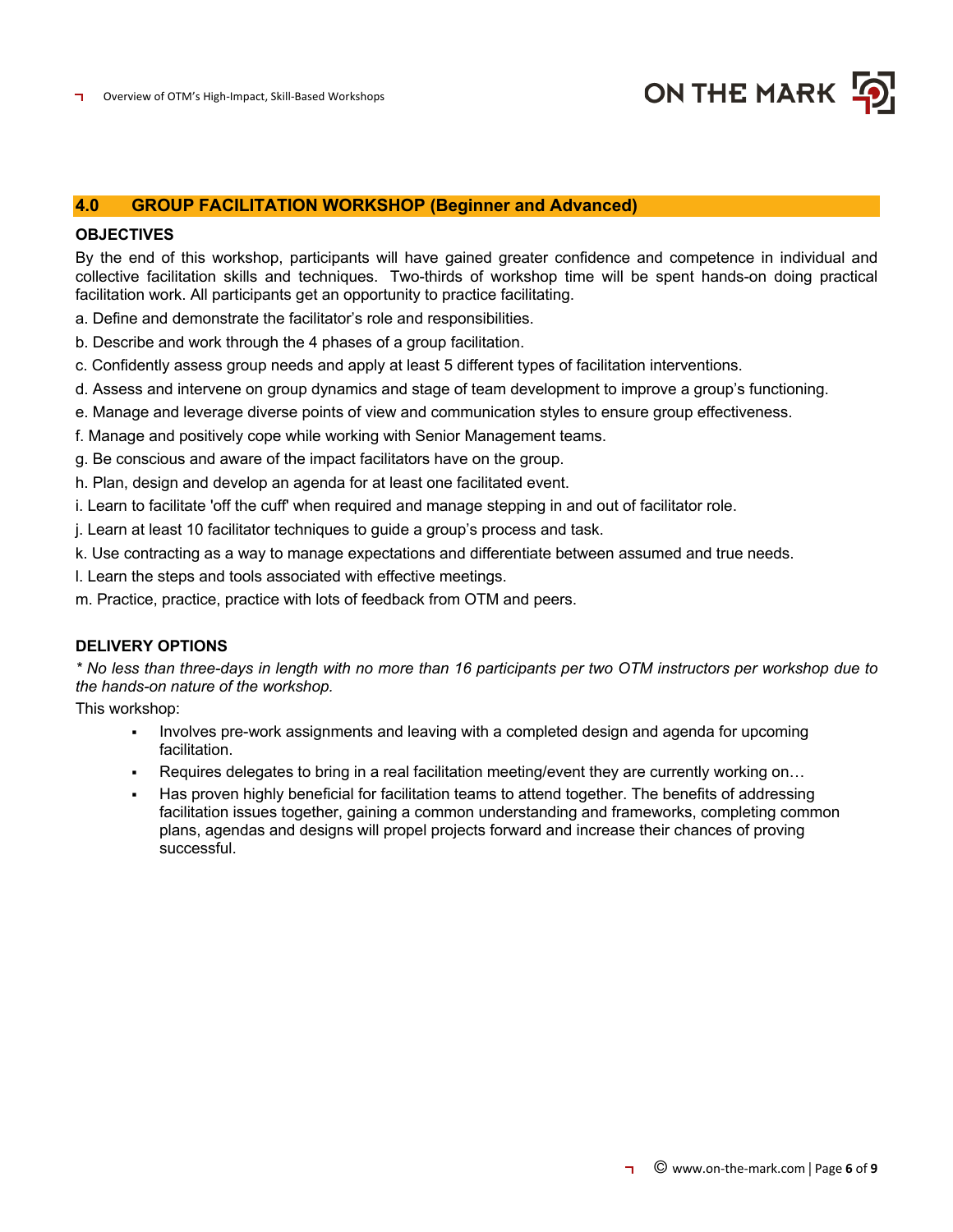## 4.0 GROUP FACILITATION WORKSHOP (Beginner and Advanced)

### OBJECTIVES

By the end of this workshop, participants will have gained greater confidence and competence in individual and collective facilitation skills and techniques. Two-thirds of workshop time will be spent hands-on doing practical facilitation work. All participants get an opportunity to practice facilitating.

a. Define and demonstrate the facilitator's role and responsibilities.

b. Describe and work through the 4 phases of a group facilitation.

c. Confidently assess group needs and apply at least 5 different types of facilitation interventions.

d. Assess and intervene on group dynamics and stage of team development to improve a group's functioning.

e. Manage and leverage diverse points of view and communication styles to ensure group effectiveness.

f. Manage and positively cope while working with Senior Management teams.

g. Be conscious and aware of the impact facilitators have on the group.

h. Plan, design and develop an agenda for at least one facilitated event.

i. Learn to facilitate 'off the cuff' when required and manage stepping in and out of facilitator role.

j. Learn at least 10 facilitator techniques to guide a group's process and task.

k. Use contracting as a way to manage expectations and differentiate between assumed and true needs.

l. Learn the steps and tools associated with effective meetings.

m. Practice, practice, practice with lots of feedback from OTM and peers.

### DELIVERY OPTIONS

*\* No less than three-days in length with no more than 16 participants per two OTM instructors per workshop due to the hands-on nature of the workshop.*

This workshop:

- Involves pre-work assignments and leaving with a completed design and agenda for upcoming facilitation.
- Requires delegates to bring in a real facilitation meeting/event they are currently working on…
- Has proven highly beneficial for facilitation teams to attend together. The benefits of addressing facilitation issues together, gaining a common understanding and frameworks, completing common plans, agendas and designs will propel projects forward and increase their chances of proving successful.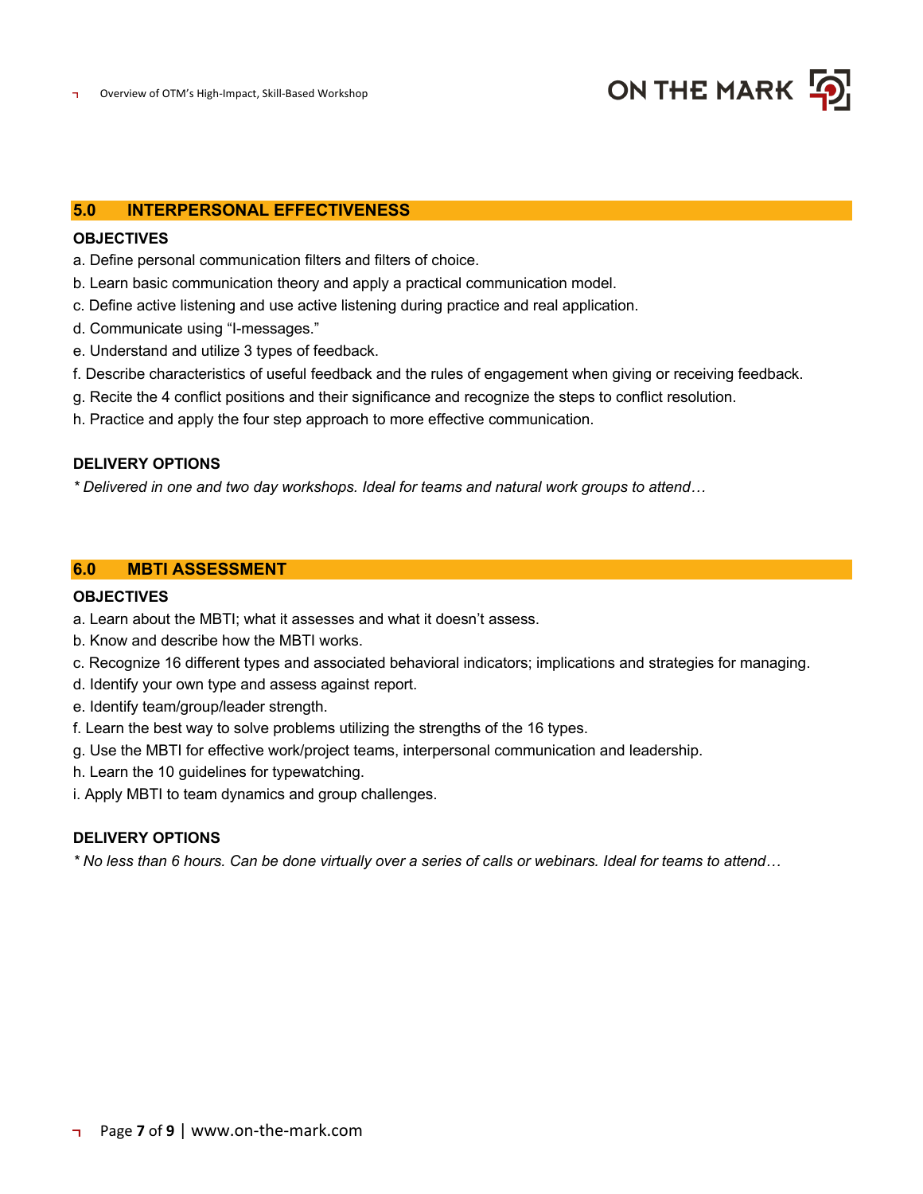## 5.0 INTERPERSONAL EFFECTIVENESS

**OBJECTIVES**

a. Define personal communication filters and filters of choice.

b. Learn basic communication theory and apply a practical communication model.

c. Define active listening and use active listening during practice and real application.

d. Communicate using "I-messages."

e. Understand and utilize 3 types of feedback.

f. Describe characteristics of useful feedback and the rules of engagement when giving or receiving feedback.

g. Recite the 4 conflict positions and their significance and recognize the steps to conflict resolution.

h. Practice and apply the four step approach to more effective communication.

**DELIVERY OPTIONS**

*\* Delivered in one and two day workshops. Ideal for teams and natural work groups to attend…*

## 6.0 MBTI ASSESSMENT

**OBJECTIVES**

a. Learn about the MBTI; what it assesses and what it doesn't assess.

b. Know and describe how the MBTI works.

c. Recognize 16 different types and associated behavioral indicators; implications and strategies for managing.

d. Identify your own type and assess against report.

e. Identify team/group/leader strength.

f. Learn the best way to solve problems utilizing the strengths of the 16 types.

g. Use the MBTI for effective work/project teams, interpersonal communication and leadership.

h. Learn the 10 guidelines for typewatching.

i. Apply MBTI to team dynamics and group challenges.

**DELIVERY OPTIONS**

*\* No less than 6 hours. Can be done virtually over a series of calls or webinars. Ideal for teams to attend…*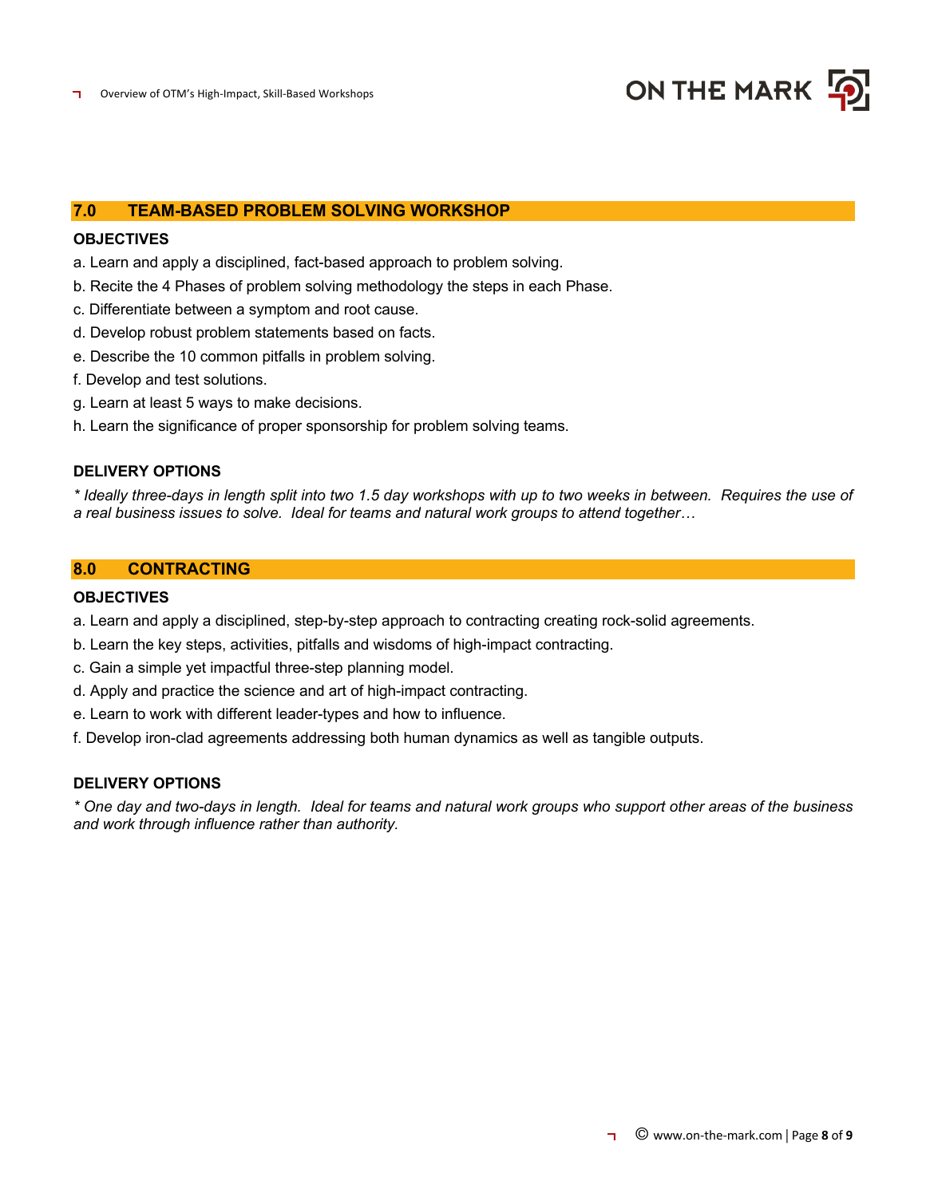## 7.0 TEAM-BASED PROBLEM SOLVING WORKSHOP

**OBJECTIVES**

a. Learn and apply a disciplined, fact-based approach to problem solving.

b. Recite the 4 Phases of problem solving methodology the steps in each Phase.

c. Differentiate between a symptom and root cause.

d. Develop robust problem statements based on facts.

e. Describe the 10 common pitfalls in problem solving.

f. Develop and test solutions.

g. Learn at least 5 ways to make decisions.

h. Learn the significance of proper sponsorship for problem solving teams.

**DELIVERY OPTIONS**

*\* Ideally three-days in length split into two 1.5 day workshops with up to two weeks in between. Requires the use of a real business issues to solve. Ideal for teams and natural work groups to attend together…*

## 8.0 CONTRACTING

**OBJECTIVES**

a. Learn and apply a disciplined, step-by-step approach to contracting creating rock-solid agreements.

b. Learn the key steps, activities, pitfalls and wisdoms of high-impact contracting.

c. Gain a simple yet impactful three-step planning model.

d. Apply and practice the science and art of high-impact contracting.

e. Learn to work with different leader-types and how to influence.

f. Develop iron-clad agreements addressing both human dynamics as well as tangible outputs.

**DELIVERY OPTIONS**

*\* One day and two-days in length. Ideal for teams and natural work groups who support other areas of the business and work through influence rather than authority.*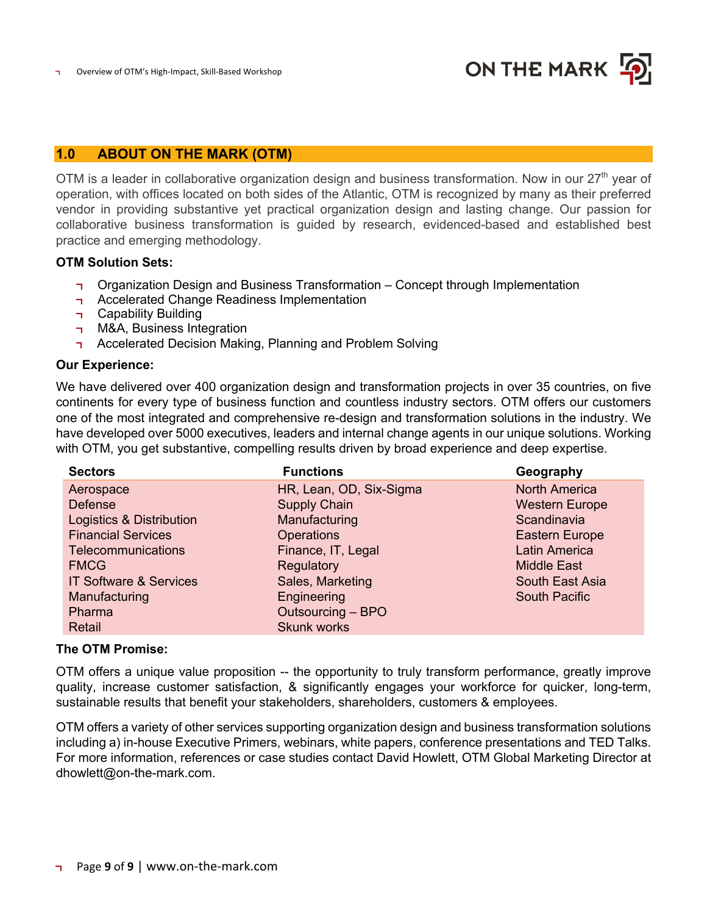## 1.0 ABOUT ON THE MARK (OTM)

OTM is a leader in collaborative organization design and business transformation. Now in our 27th year of operation, with offices located on both sides of the Atlantic, OTM is recognized by many as their preferred vendor in providing substantive yet practical organization design and lasting change. Our passion for collaborative business transformation is guided by research, evidenced-based and established best practice and emerging methodology.

**OTM Solution Sets:**

- Organization Design and Business Transformation – Concept through Implementation
- Accelerated Change Readiness Implementation
- Capability Building
- M&A, Business Integration
- Accelerated Decision Making, Planning and Problem Solving

**Our Experience:**

We have delivered over 400 organization design and transformation projects in over 35 countries, on five continents for every type of business function and countless industry sectors. OTM offers our customers one of the most integrated and comprehensive re-design and transformation solutions in the industry. We have developed over 5000 executives, leaders and internal change agents in our unique solutions. Working with OTM, you get substantive, compelling results driven by broad experience and deep expertise.

| Sectors | Functions | Geography |
|---|---|---|
| Aerospace | HR, Lean, OD, Six-Sigma | North America |
| Defense | Supply Chain | Western Europe |
| Logistics & Distribution | Manufacturing | Scandinavia |
| Financial Services | Operations | Eastern Europe |
| Telecommunications | Finance, IT, Legal | Latin America |
| FMCG | Regulatory | Middle East |
| IT Software & Services | Sales, Marketing | South East Asia |
| Manufacturing | Engineering | South Pacific |
| Pharma | Outsourcing – BPO | |
| Retail | Skunk works | |

**The OTM Promise:**

OTM offers a unique value proposition -- the opportunity to truly transform performance, greatly improve quality, increase customer satisfaction, & significantly engages your workforce for quicker, long-term, sustainable results that benefit your stakeholders, shareholders, customers & employees.

OTM offers a variety of other services supporting organization design and business transformation solutions including a) in-house Executive Primers, webinars, white papers, conference presentations and TED Talks. For more information, references or case studies contact David Howlett, OTM Global Marketing Director at dhowlett@on-the-mark.com.